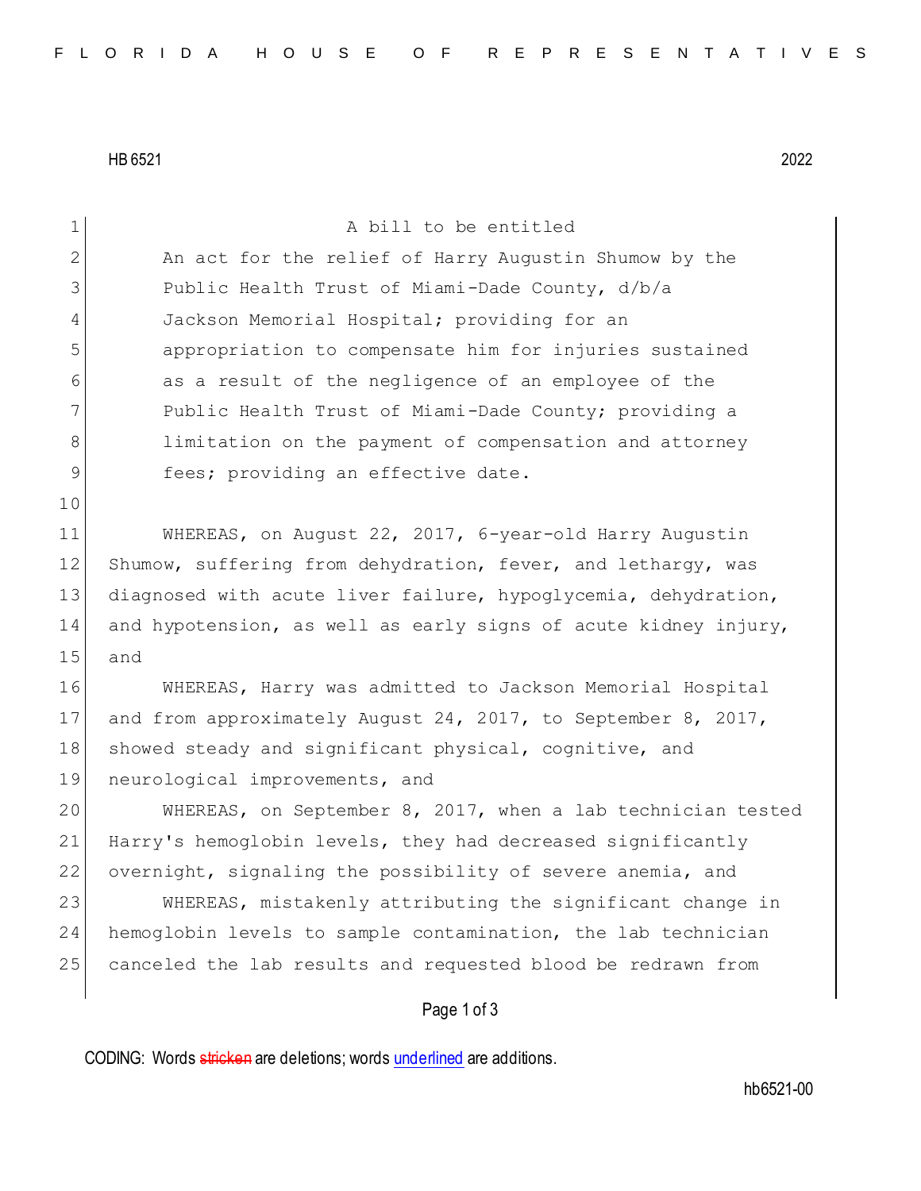HB 6521 2022

A bill to be entitled

An act for the relief of Harry Augustin Shumow by the Public Health Trust of Miami-Dade County, d/b/a Jackson Memorial Hospital; providing for an appropriation to compensate him for injuries sustained as a result of the negligence of an employee of the Public Health Trust of Miami-Dade County; providing a limitation on the payment of compensation and attorney fees; providing an effective date.

WHEREAS, on August 22, 2017, 6-year-old Harry Augustin Shumow, suffering from dehydration, fever, and lethargy, was diagnosed with acute liver failure, hypoglycemia, dehydration, and hypotension, as well as early signs of acute kidney injury, and

WHEREAS, Harry was admitted to Jackson Memorial Hospital and from approximately August 24, 2017, to September 8, 2017, showed steady and significant physical, cognitive, and neurological improvements, and

WHEREAS, on September 8, 2017, when a lab technician tested Harry's hemoglobin levels, they had decreased significantly overnight, signaling the possibility of severe anemia, and

WHEREAS, mistakenly attributing the significant change in hemoglobin levels to sample contamination, the lab technician canceled the lab results and requested blood be redrawn from

CODING: Words stricken are deletions; words underlined are additions.

hb6521-00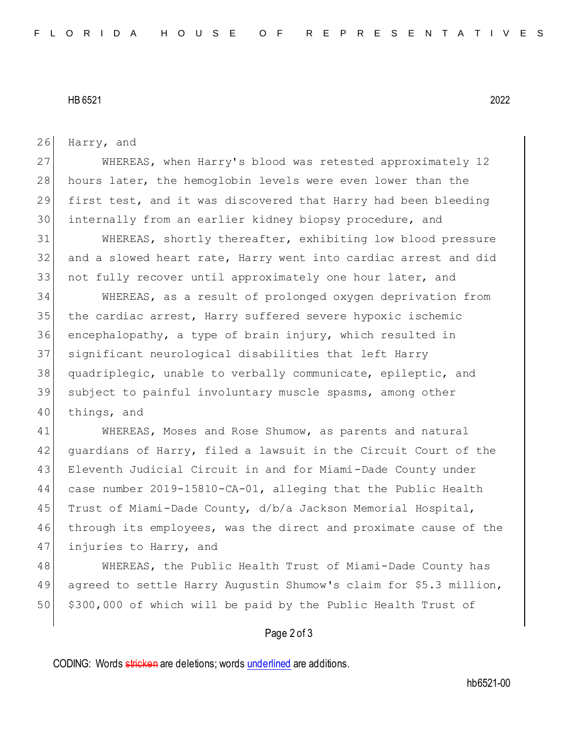Harry, and

WHEREAS, when Harry's blood was retested approximately 12 hours later, the hemoglobin levels were even lower than the first test, and it was discovered that Harry had been bleeding internally from an earlier kidney biopsy procedure, and

WHEREAS, shortly thereafter, exhibiting low blood pressure and a slowed heart rate, Harry went into cardiac arrest and did not fully recover until approximately one hour later, and

WHEREAS, as a result of prolonged oxygen deprivation from the cardiac arrest, Harry suffered severe hypoxic ischemic encephalopathy, a type of brain injury, which resulted in significant neurological disabilities that left Harry quadriplegic, unable to verbally communicate, epileptic, and subject to painful involuntary muscle spasms, among other things, and

WHEREAS, Moses and Rose Shumow, as parents and natural guardians of Harry, filed a lawsuit in the Circuit Court of the Eleventh Judicial Circuit in and for Miami-Dade County under case number 2019-15810-CA-01, alleging that the Public Health Trust of Miami-Dade County, d/b/a Jackson Memorial Hospital, through its employees, was the direct and proximate cause of the injuries to Harry, and

WHEREAS, the Public Health Trust of Miami-Dade County has agreed to settle Harry Augustin Shumow's claim for $5.3 million, $300,000 of which will be paid by the Public Health Trust of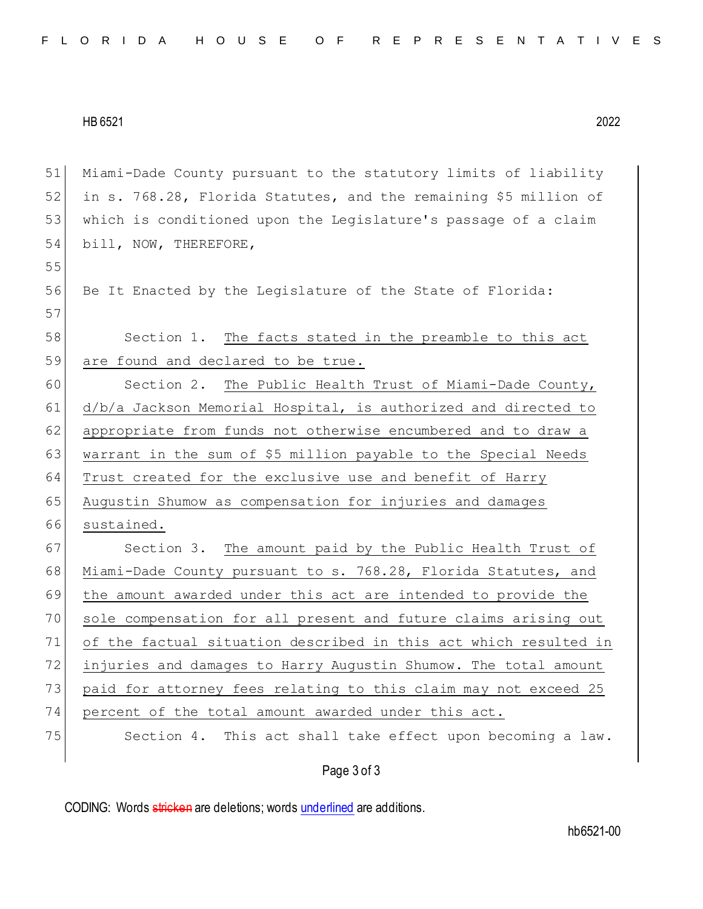Miami-Dade County pursuant to the statutory limits of liability in s. 768.28, Florida Statutes, and the remaining $5 million of which is conditioned upon the Legislature's passage of a claim bill, NOW, THEREFORE,

Be It Enacted by the Legislature of the State of Florida:

Section 1. The facts stated in the preamble to this act are found and declared to be true.

Section 2. The Public Health Trust of Miami-Dade County, d/b/a Jackson Memorial Hospital, is authorized and directed to appropriate from funds not otherwise encumbered and to draw a warrant in the sum of $5 million payable to the Special Needs Trust created for the exclusive use and benefit of Harry Augustin Shumow as compensation for injuries and damages sustained.

Section 3. The amount paid by the Public Health Trust of Miami-Dade County pursuant to s. 768.28, Florida Statutes, and the amount awarded under this act are intended to provide the sole compensation for all present and future claims arising out of the factual situation described in this act which resulted in injuries and damages to Harry Augustin Shumow. The total amount paid for attorney fees relating to this claim may not exceed 25 percent of the total amount awarded under this act.

Section 4. This act shall take effect upon becoming a law.

CODING: Words stricken are deletions; words underlined are additions.